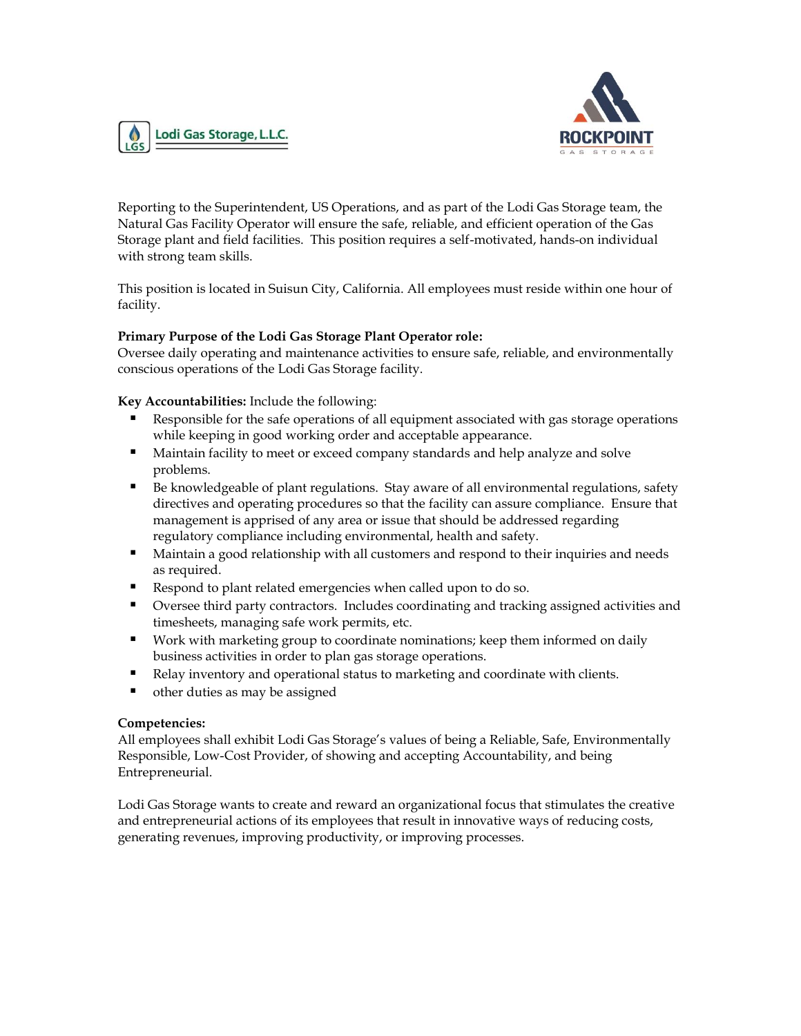Lodi Gas Storage, L.L.C.

ROCKPOINT
GAS STORAGE

Reporting to the Superintendent, US Operations, and as part of the Lodi Gas Storage team, the Natural Gas Facility Operator will ensure the safe, reliable, and efficient operation of the Gas Storage plant and field facilities. This position requires a self-motivated, hands-on individual with strong team skills.

This position is located in Suisun City, California. All employees must reside within one hour of facility.

**Primary Purpose of the Lodi Gas Storage Plant Operator role:**
Oversee daily operating and maintenance activities to ensure safe, reliable, and environmentally conscious operations of the Lodi Gas Storage facility.

**Key Accountabilities:** Include the following:

- Responsible for the safe operations of all equipment associated with gas storage operations while keeping in good working order and acceptable appearance.
- Maintain facility to meet or exceed company standards and help analyze and solve problems.
- Be knowledgeable of plant regulations. Stay aware of all environmental regulations, safety directives and operating procedures so that the facility can assure compliance. Ensure that management is apprised of any area or issue that should be addressed regarding regulatory compliance including environmental, health and safety.
- Maintain a good relationship with all customers and respond to their inquiries and needs as required.
- Respond to plant related emergencies when called upon to do so.
- Oversee third party contractors. Includes coordinating and tracking assigned activities and timesheets, managing safe work permits, etc.
- Work with marketing group to coordinate nominations; keep them informed on daily business activities in order to plan gas storage operations.
- Relay inventory and operational status to marketing and coordinate with clients.
- other duties as may be assigned

**Competencies:**
All employees shall exhibit Lodi Gas Storage's values of being a Reliable, Safe, Environmentally Responsible, Low-Cost Provider, of showing and accepting Accountability, and being Entrepreneurial.

Lodi Gas Storage wants to create and reward an organizational focus that stimulates the creative and entrepreneurial actions of its employees that result in innovative ways of reducing costs, generating revenues, improving productivity, or improving processes.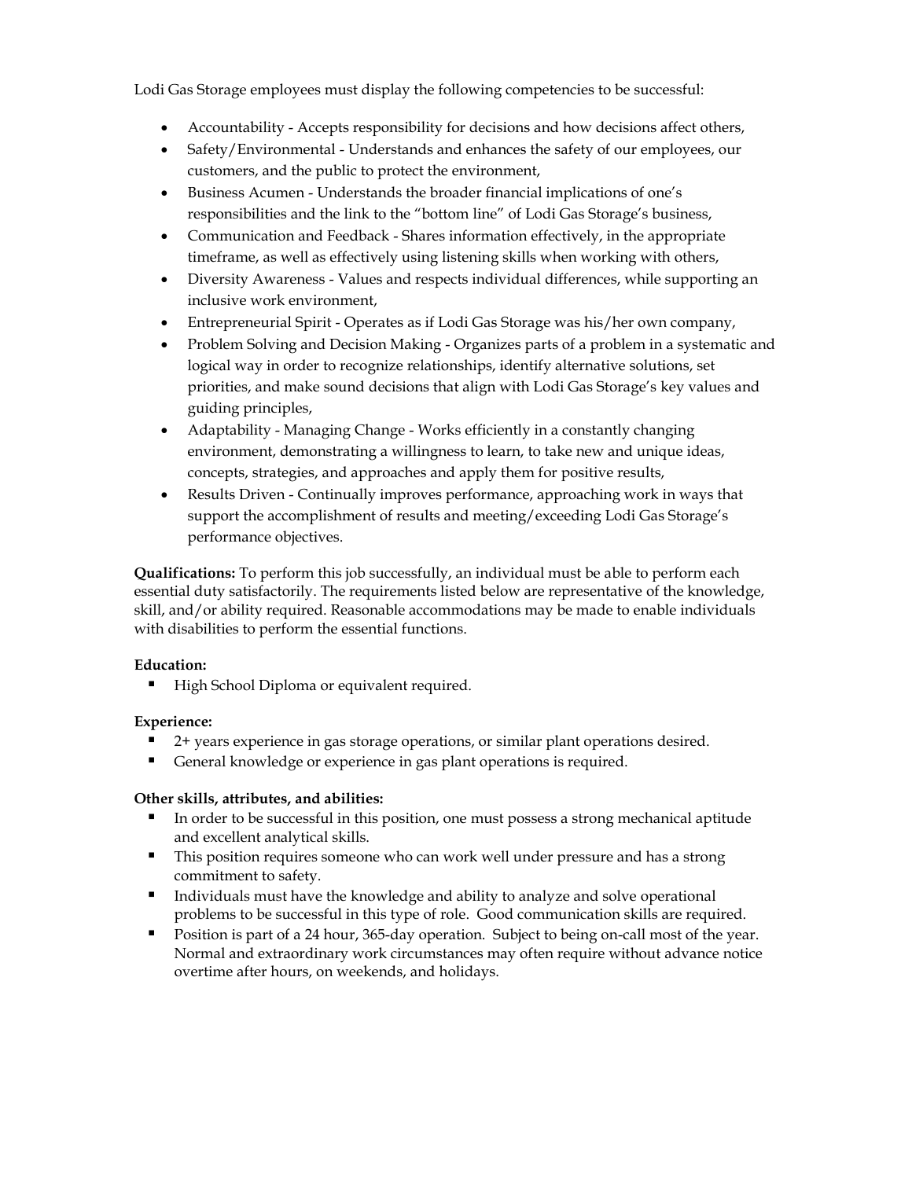Lodi Gas Storage employees must display the following competencies to be successful:

- Accountability - Accepts responsibility for decisions and how decisions affect others,
- Safety/Environmental - Understands and enhances the safety of our employees, our customers, and the public to protect the environment,
- Business Acumen - Understands the broader financial implications of one's responsibilities and the link to the "bottom line" of Lodi Gas Storage's business,
- Communication and Feedback - Shares information effectively, in the appropriate timeframe, as well as effectively using listening skills when working with others,
- Diversity Awareness - Values and respects individual differences, while supporting an inclusive work environment,
- Entrepreneurial Spirit - Operates as if Lodi Gas Storage was his/her own company,
- Problem Solving and Decision Making - Organizes parts of a problem in a systematic and logical way in order to recognize relationships, identify alternative solutions, set priorities, and make sound decisions that align with Lodi Gas Storage's key values and guiding principles,
- Adaptability - Managing Change - Works efficiently in a constantly changing environment, demonstrating a willingness to learn, to take new and unique ideas, concepts, strategies, and approaches and apply them for positive results,
- Results Driven - Continually improves performance, approaching work in ways that support the accomplishment of results and meeting/exceeding Lodi Gas Storage's performance objectives.

**Qualifications:** To perform this job successfully, an individual must be able to perform each essential duty satisfactorily. The requirements listed below are representative of the knowledge, skill, and/or ability required. Reasonable accommodations may be made to enable individuals with disabilities to perform the essential functions.

**Education:**

- High School Diploma or equivalent required.

**Experience:**

- 2+ years experience in gas storage operations, or similar plant operations desired.
- General knowledge or experience in gas plant operations is required.

**Other skills, attributes, and abilities:**

- In order to be successful in this position, one must possess a strong mechanical aptitude and excellent analytical skills.
- This position requires someone who can work well under pressure and has a strong commitment to safety.
- Individuals must have the knowledge and ability to analyze and solve operational problems to be successful in this type of role. Good communication skills are required.
- Position is part of a 24 hour, 365-day operation. Subject to being on-call most of the year. Normal and extraordinary work circumstances may often require without advance notice overtime after hours, on weekends, and holidays.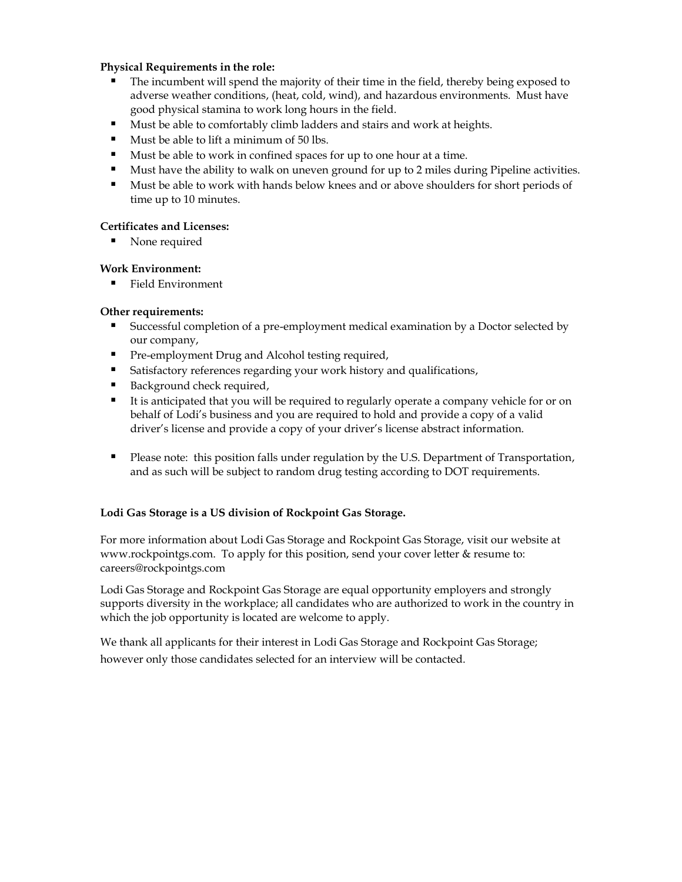**Physical Requirements in the role:**

- The incumbent will spend the majority of their time in the field, thereby being exposed to adverse weather conditions, (heat, cold, wind), and hazardous environments. Must have good physical stamina to work long hours in the field.
- Must be able to comfortably climb ladders and stairs and work at heights.
- Must be able to lift a minimum of 50 lbs.
- Must be able to work in confined spaces for up to one hour at a time.
- Must have the ability to walk on uneven ground for up to 2 miles during Pipeline activities.
- Must be able to work with hands below knees and or above shoulders for short periods of time up to 10 minutes.

**Certificates and Licenses:**

- None required

**Work Environment:**

- Field Environment

**Other requirements:**

- Successful completion of a pre-employment medical examination by a Doctor selected by our company,
- Pre-employment Drug and Alcohol testing required,
- Satisfactory references regarding your work history and qualifications,
- Background check required,
- It is anticipated that you will be required to regularly operate a company vehicle for or on behalf of Lodi's business and you are required to hold and provide a copy of a valid driver's license and provide a copy of your driver's license abstract information.
- Please note: this position falls under regulation by the U.S. Department of Transportation, and as such will be subject to random drug testing according to DOT requirements.

**Lodi Gas Storage is a US division of Rockpoint Gas Storage.**

For more information about Lodi Gas Storage and Rockpoint Gas Storage, visit our website at www.rockpointgs.com. To apply for this position, send your cover letter & resume to: careers@rockpointgs.com

Lodi Gas Storage and Rockpoint Gas Storage are equal opportunity employers and strongly supports diversity in the workplace; all candidates who are authorized to work in the country in which the job opportunity is located are welcome to apply.

We thank all applicants for their interest in Lodi Gas Storage and Rockpoint Gas Storage; however only those candidates selected for an interview will be contacted.